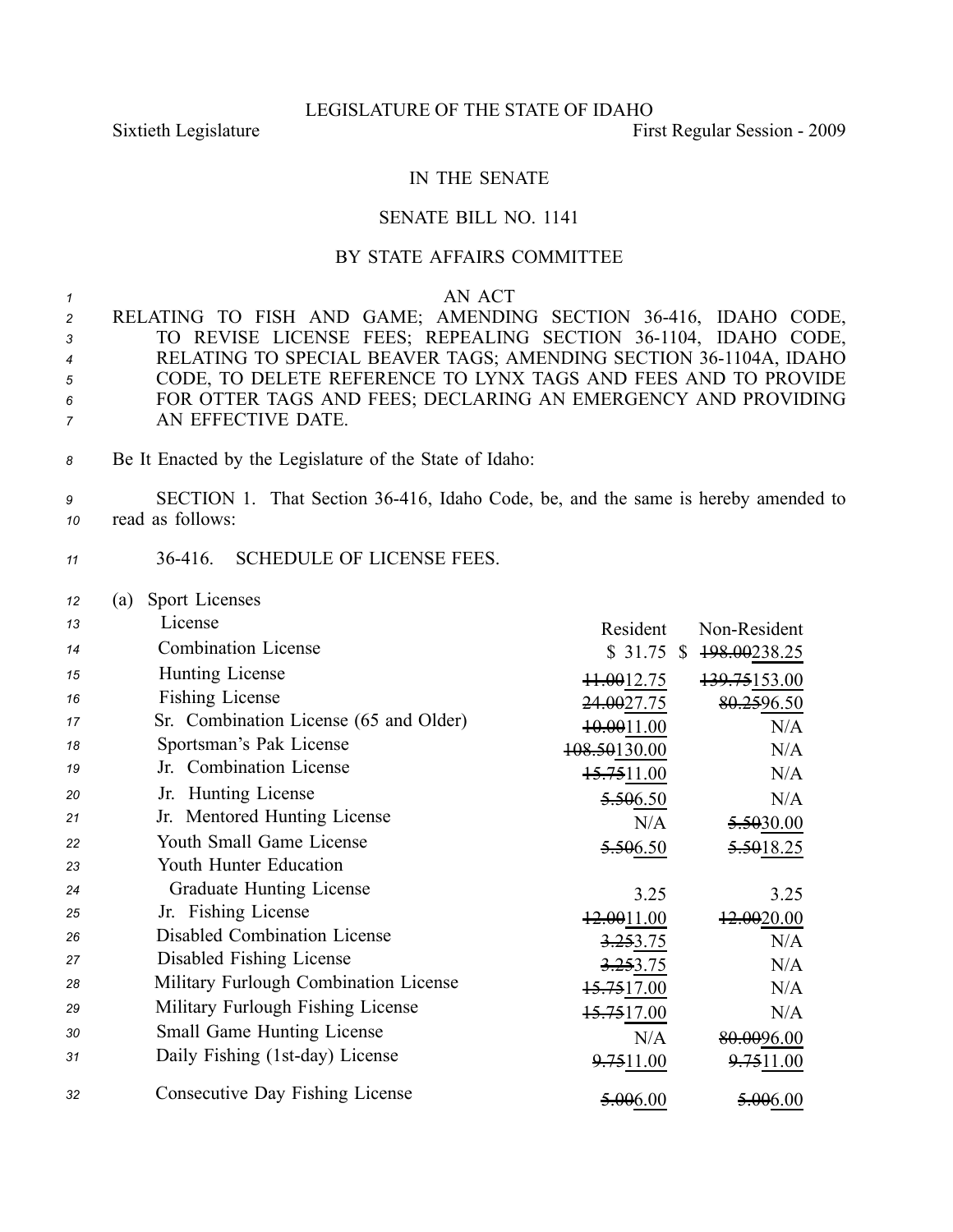LEGISLATURE OF THE STATE OF IDAHO

Sixtieth Legislature — First Regular Session - 2009

IN THE SENATE

SENATE BILL NO. 1141

BY STATE AFFAIRS COMMITTEE

AN ACT

RELATING TO FISH AND GAME; AMENDING SECTION 36-416, IDAHO CODE, TO REVISE LICENSE FEES; REPEALING SECTION 36-1104, IDAHO CODE, RELATING TO SPECIAL BEAVER TAGS; AMENDING SECTION 36-1104A, IDAHO CODE, TO DELETE REFERENCE TO LYNX TAGS AND FEES AND TO PROVIDE FOR OTTER TAGS AND FEES; DECLARING AN EMERGENCY AND PROVIDING AN EFFECTIVE DATE.

Be It Enacted by the Legislature of the State of Idaho:

SECTION 1. That Section 36-416, Idaho Code, be, and the same is hereby amended to read as follows:

36-416. SCHEDULE OF LICENSE FEES.

(a) Sport Licenses

| License | Resident | Non-Resident |
|---|---|---|
| Combination License | $ 31.75 | $ ~~198.00~~238.25 |
| Hunting License | ~~11.00~~12.75 | ~~139.75~~153.00 |
| Fishing License | ~~24.00~~27.75 | ~~80.25~~96.50 |
| Sr. Combination License (65 and Older) | ~~10.00~~11.00 | N/A |
| Sportsman's Pak License | ~~108.50~~130.00 | N/A |
| Jr. Combination License | ~~15.75~~11.00 | N/A |
| Jr. Hunting License | ~~5.50~~6.50 | N/A |
| Jr. Mentored Hunting License | N/A | ~~5.50~~30.00 |
| Youth Small Game License | ~~5.50~~6.50 | ~~5.50~~18.25 |
| Youth Hunter Education Graduate Hunting License | 3.25 | 3.25 |
| Jr. Fishing License | ~~12.00~~11.00 | ~~12.00~~20.00 |
| Disabled Combination License | ~~3.25~~3.75 | N/A |
| Disabled Fishing License | ~~3.25~~3.75 | N/A |
| Military Furlough Combination License | ~~15.75~~17.00 | N/A |
| Military Furlough Fishing License | ~~15.75~~17.00 | N/A |
| Small Game Hunting License | N/A | ~~80.00~~96.00 |
| Daily Fishing (1st-day) License | ~~9.75~~11.00 | ~~9.75~~11.00 |
| Consecutive Day Fishing License | ~~5.00~~6.00 | ~~5.00~~6.00 |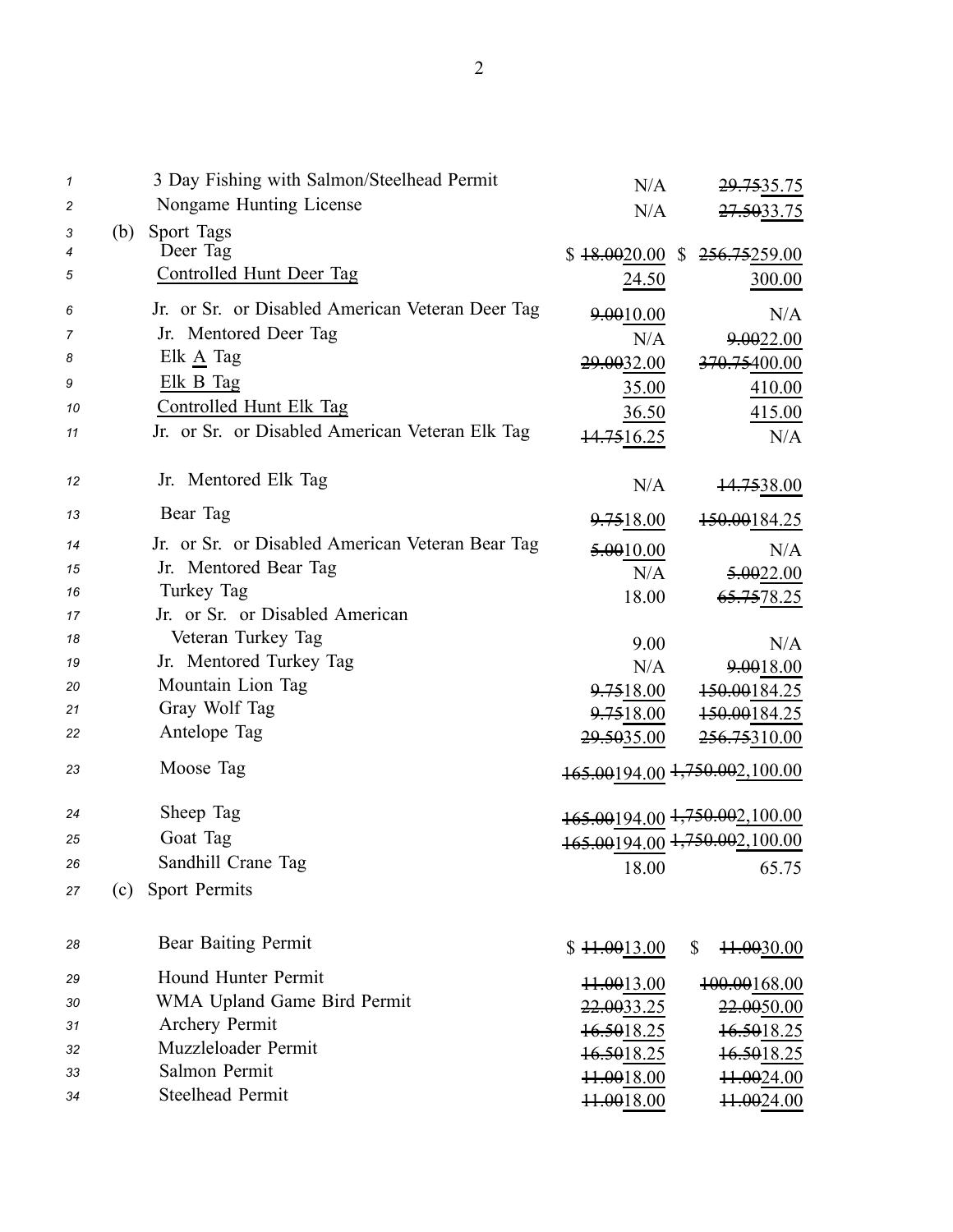| | | | |
|---|---|---|---|
| 1 | 3 Day Fishing with Salmon/Steelhead Permit | N/A | ~~29.75~~35.75 |
| 2 | Nongame Hunting License | N/A | ~~27.50~~33.75 |
| 3 | (b) Sport Tags | | |
| 4 | Deer Tag | $ ~~18.00~~20.00 | $ ~~256.75~~259.00 |
| 5 | Controlled Hunt Deer Tag | 24.50 | 300.00 |
| 6 | Jr. or Sr. or Disabled American Veteran Deer Tag | ~~9.00~~10.00 | N/A |
| 7 | Jr. Mentored Deer Tag | N/A | ~~9.00~~22.00 |
| 8 | Elk A Tag | ~~29.00~~32.00 | ~~370.75~~400.00 |
| 9 | Elk B Tag | 35.00 | 410.00 |
| 10 | Controlled Hunt Elk Tag | 36.50 | 415.00 |
| 11 | Jr. or Sr. or Disabled American Veteran Elk Tag | ~~14.75~~16.25 | N/A |
| 12 | Jr. Mentored Elk Tag | N/A | ~~14.75~~38.00 |
| 13 | Bear Tag | ~~9.75~~18.00 | ~~150.00~~184.25 |
| 14 | Jr. or Sr. or Disabled American Veteran Bear Tag | ~~5.00~~10.00 | N/A |
| 15 | Jr. Mentored Bear Tag | N/A | ~~5.00~~22.00 |
| 16 | Turkey Tag | 18.00 | ~~65.75~~78.25 |
| 17 | Jr. or Sr. or Disabled American | | |
| 18 | Veteran Turkey Tag | 9.00 | N/A |
| 19 | Jr. Mentored Turkey Tag | N/A | ~~9.00~~18.00 |
| 20 | Mountain Lion Tag | ~~9.75~~18.00 | ~~150.00~~184.25 |
| 21 | Gray Wolf Tag | ~~9.75~~18.00 | ~~150.00~~184.25 |
| 22 | Antelope Tag | ~~29.50~~35.00 | ~~256.75~~310.00 |
| 23 | Moose Tag | ~~165.00~~194.00 | ~~1,750.00~~2,100.00 |
| 24 | Sheep Tag | ~~165.00~~194.00 | ~~1,750.00~~2,100.00 |
| 25 | Goat Tag | ~~165.00~~194.00 | ~~1,750.00~~2,100.00 |
| 26 | Sandhill Crane Tag | 18.00 | 65.75 |
| 27 | (c) Sport Permits | | |
| 28 | Bear Baiting Permit | $ ~~11.00~~13.00 | $ ~~11.00~~30.00 |
| 29 | Hound Hunter Permit | ~~11.00~~13.00 | ~~100.00~~168.00 |
| 30 | WMA Upland Game Bird Permit | ~~22.00~~33.25 | ~~22.00~~50.00 |
| 31 | Archery Permit | ~~16.50~~18.25 | ~~16.50~~18.25 |
| 32 | Muzzleloader Permit | ~~16.50~~18.25 | ~~16.50~~18.25 |
| 33 | Salmon Permit | ~~11.00~~18.00 | ~~11.00~~24.00 |
| 34 | Steelhead Permit | ~~11.00~~18.00 | ~~11.00~~24.00 |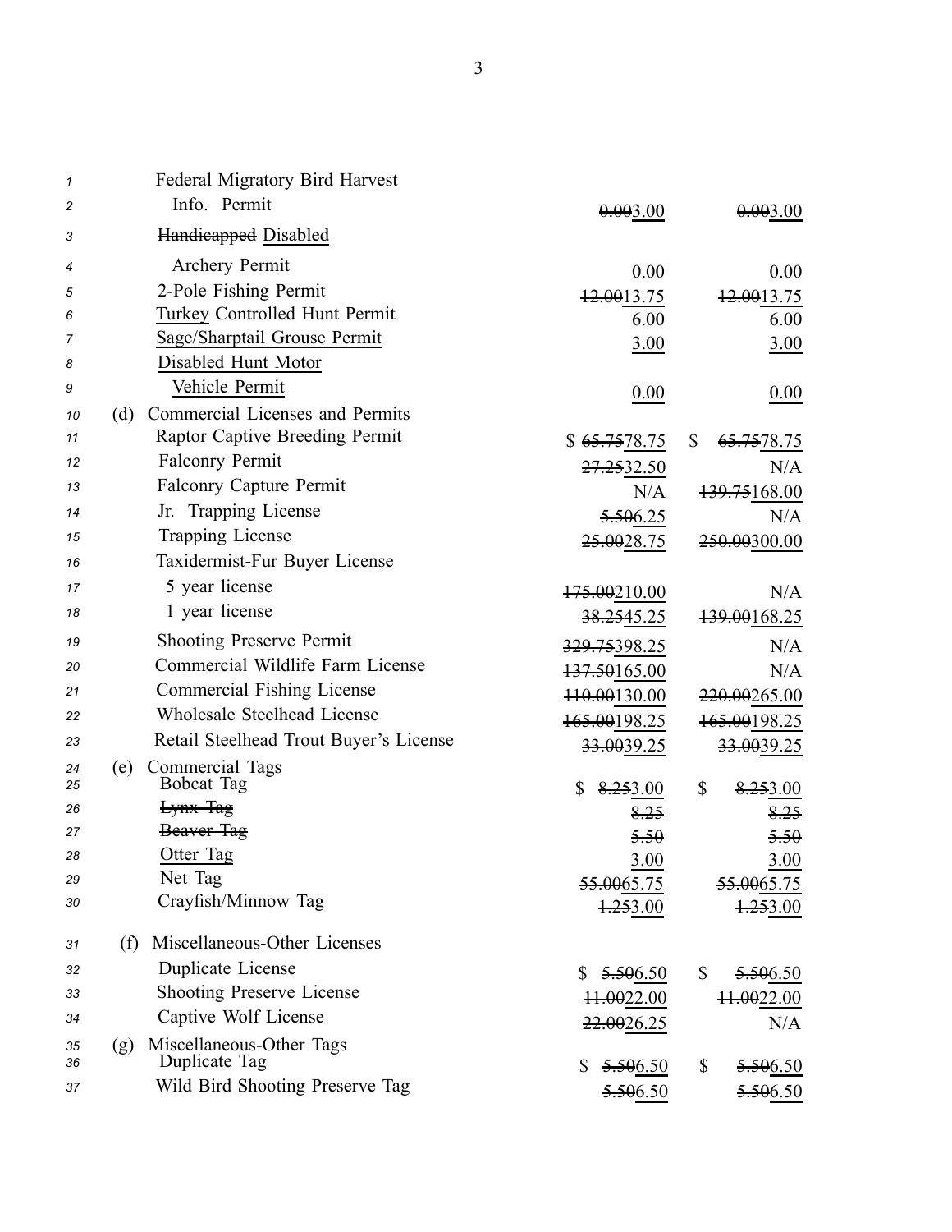| | | |
|---|---|---|
| Federal Migratory Bird Harvest Info. Permit | ~~0.00~~3.00 | ~~0.00~~3.00 |
| ~~Handicapped~~ Disabled | | |
| Archery Permit | 0.00 | 0.00 |
| 2-Pole Fishing Permit | ~~12.00~~13.75 | ~~12.00~~13.75 |
| Turkey Controlled Hunt Permit | 6.00 | 6.00 |
| Sage/Sharptail Grouse Permit | 3.00 | 3.00 |
| Disabled Hunt Motor Vehicle Permit | 0.00 | 0.00 |
| (d) Commercial Licenses and Permits | | |
| Raptor Captive Breeding Permit | $ ~~65.75~~78.75 | $ ~~65.75~~78.75 |
| Falconry Permit | ~~27.25~~32.50 | N/A |
| Falconry Capture Permit | N/A | ~~139.75~~168.00 |
| Jr. Trapping License | ~~5.50~~6.25 | N/A |
| Trapping License | ~~25.00~~28.75 | ~~250.00~~300.00 |
| Taxidermist-Fur Buyer License | | |
| 5 year license | ~~175.00~~210.00 | N/A |
| 1 year license | ~~38.25~~45.25 | ~~139.00~~168.25 |
| Shooting Preserve Permit | ~~329.75~~398.25 | N/A |
| Commercial Wildlife Farm License | ~~137.50~~165.00 | N/A |
| Commercial Fishing License | ~~110.00~~130.00 | ~~220.00~~265.00 |
| Wholesale Steelhead License | ~~165.00~~198.25 | ~~165.00~~198.25 |
| Retail Steelhead Trout Buyer's License | ~~33.00~~39.25 | ~~33.00~~39.25 |
| (e) Commercial Tags | | |
| Bobcat Tag | $ ~~8.25~~3.00 | $ ~~8.25~~3.00 |
| ~~Lynx Tag~~ | ~~8.25~~ | ~~8.25~~ |
| ~~Beaver Tag~~ | ~~5.50~~ | ~~5.50~~ |
| Otter Tag | 3.00 | 3.00 |
| Net Tag | ~~55.00~~65.75 | ~~55.00~~65.75 |
| Crayfish/Minnow Tag | ~~1.25~~3.00 | ~~1.25~~3.00 |
| (f) Miscellaneous-Other Licenses | | |
| Duplicate License | $ ~~5.50~~6.50 | $ ~~5.50~~6.50 |
| Shooting Preserve License | ~~11.00~~22.00 | ~~11.00~~22.00 |
| Captive Wolf License | ~~22.00~~26.25 | N/A |
| (g) Miscellaneous-Other Tags | | |
| Duplicate Tag | $ ~~5.50~~6.50 | $ ~~5.50~~6.50 |
| Wild Bird Shooting Preserve Tag | ~~5.50~~6.50 | ~~5.50~~6.50 |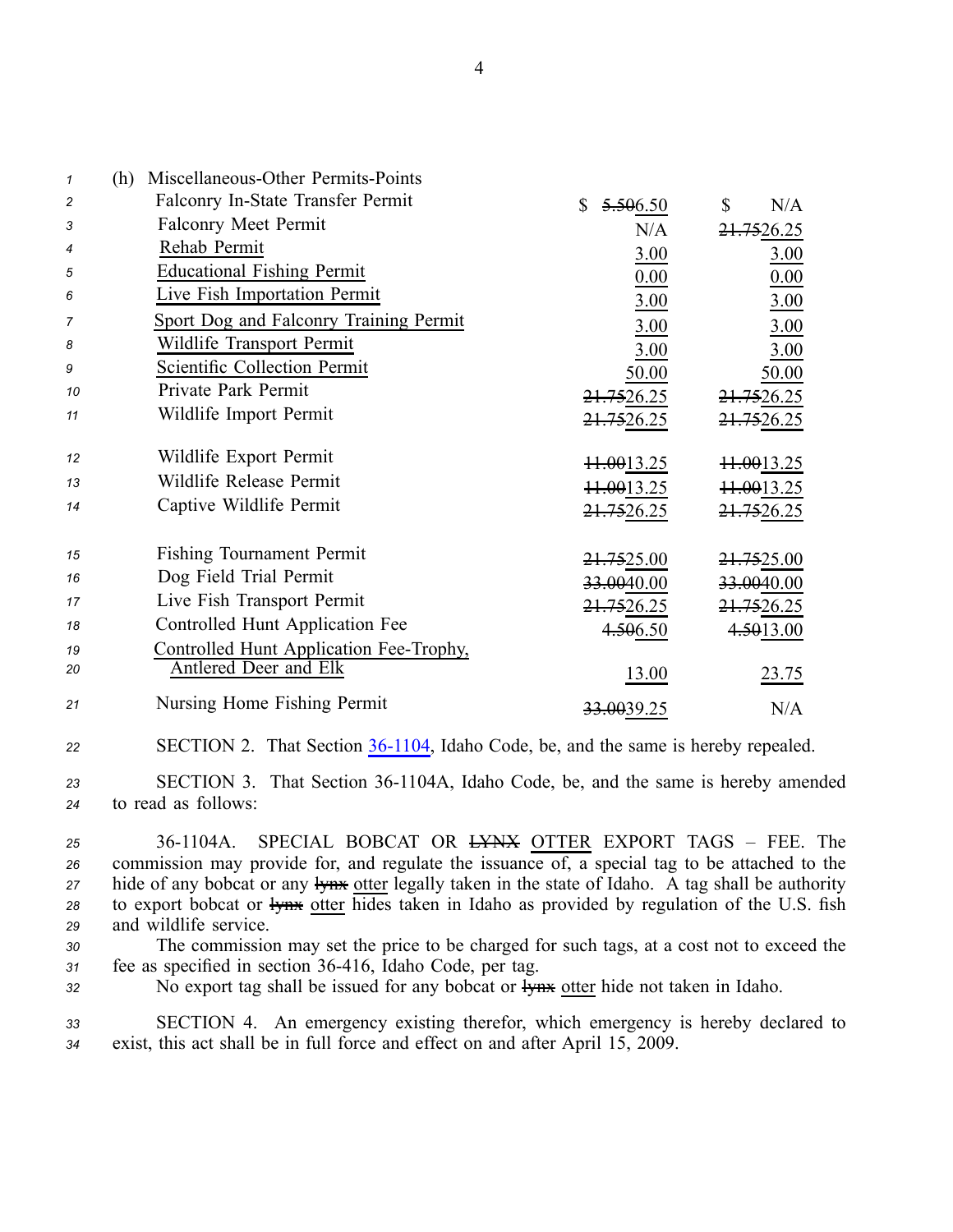(h) Miscellaneous-Other Permits-Points

| | | |
|---|---|---|
| Falconry In-State Transfer Permit | $ ~~5.50~~6.50 | $ N/A |
| Falconry Meet Permit | N/A | ~~21.75~~26.25 |
| Rehab Permit | 3.00 | 3.00 |
| Educational Fishing Permit | 0.00 | 0.00 |
| Live Fish Importation Permit | 3.00 | 3.00 |
| Sport Dog and Falconry Training Permit | 3.00 | 3.00 |
| Wildlife Transport Permit | 3.00 | 3.00 |
| Scientific Collection Permit | 50.00 | 50.00 |
| Private Park Permit | ~~21.75~~26.25 | ~~21.75~~26.25 |
| Wildlife Import Permit | ~~21.75~~26.25 | ~~21.75~~26.25 |
| Wildlife Export Permit | ~~11.00~~13.25 | ~~11.00~~13.25 |
| Wildlife Release Permit | ~~11.00~~13.25 | ~~11.00~~13.25 |
| Captive Wildlife Permit | ~~21.75~~26.25 | ~~21.75~~26.25 |
| Fishing Tournament Permit | ~~21.75~~25.00 | ~~21.75~~25.00 |
| Dog Field Trial Permit | ~~33.00~~40.00 | ~~33.00~~40.00 |
| Live Fish Transport Permit | ~~21.75~~26.25 | ~~21.75~~26.25 |
| Controlled Hunt Application Fee | ~~4.50~~6.50 | ~~4.50~~13.00 |
| Controlled Hunt Application Fee-Trophy, Antlered Deer and Elk | 13.00 | 23.75 |
| Nursing Home Fishing Permit | ~~33.00~~39.25 | N/A |

SECTION 2. That Section 36-1104, Idaho Code, be, and the same is hereby repealed.

SECTION 3. That Section 36-1104A, Idaho Code, be, and the same is hereby amended to read as follows:

36-1104A. SPECIAL BOBCAT OR ~~LYNX~~ OTTER EXPORT TAGS – FEE. The commission may provide for, and regulate the issuance of, a special tag to be attached to the hide of any bobcat or any ~~lynx~~ otter legally taken in the state of Idaho. A tag shall be authority to export bobcat or ~~lynx~~ otter hides taken in Idaho as provided by regulation of the U.S. fish and wildlife service.

The commission may set the price to be charged for such tags, at a cost not to exceed the fee as specified in section 36-416, Idaho Code, per tag.

No export tag shall be issued for any bobcat or ~~lynx~~ otter hide not taken in Idaho.

SECTION 4. An emergency existing therefor, which emergency is hereby declared to exist, this act shall be in full force and effect on and after April 15, 2009.